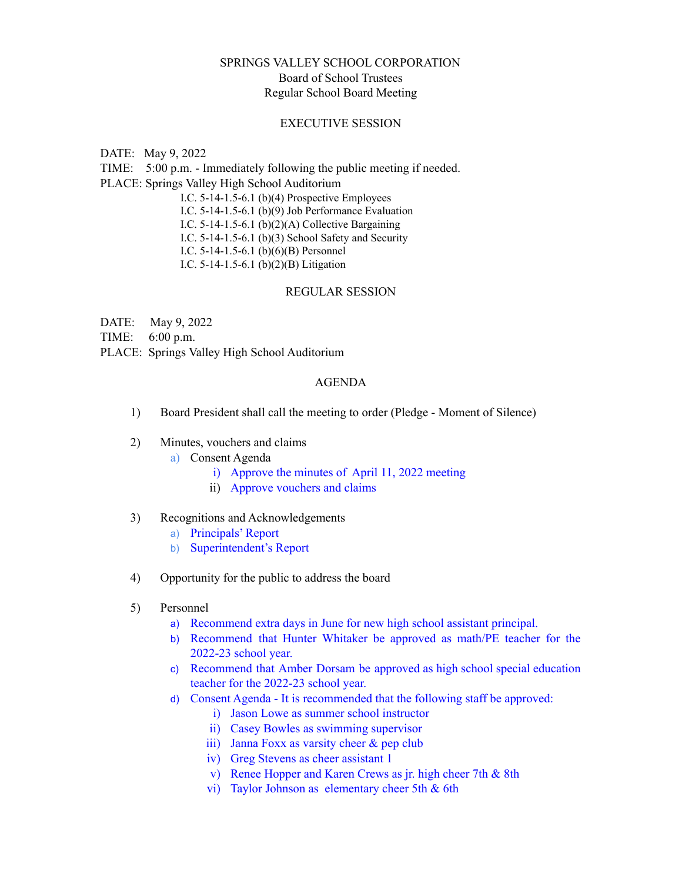SPRINGS VALLEY SCHOOL CORPORATION
Board of School Trustees
Regular School Board Meeting

## EXECUTIVE SESSION

DATE: May 9, 2022
TIME: 5:00 p.m. - Immediately following the public meeting if needed.
PLACE: Springs Valley High School Auditorium

I.C. 5-14-1.5-6.1 (b)(4) Prospective Employees
I.C. 5-14-1.5-6.1 (b)(9) Job Performance Evaluation
I.C. 5-14-1.5-6.1 (b)(2)(A) Collective Bargaining
I.C. 5-14-1.5-6.1 (b)(3) School Safety and Security
I.C. 5-14-1.5-6.1 (b)(6)(B) Personnel
I.C. 5-14-1.5-6.1 (b)(2)(B) Litigation

## REGULAR SESSION

DATE: May 9, 2022
TIME: 6:00 p.m.
PLACE: Springs Valley High School Auditorium

## AGENDA

1) Board President shall call the meeting to order (Pledge - Moment of Silence)

2) Minutes, vouchers and claims
   a) Consent Agenda
      i) Approve the minutes of April 11, 2022 meeting
      ii) Approve vouchers and claims

3) Recognitions and Acknowledgements
   a) Principals' Report
   b) Superintendent's Report

4) Opportunity for the public to address the board

5) Personnel
   a) Recommend extra days in June for new high school assistant principal.
   b) Recommend that Hunter Whitaker be approved as math/PE teacher for the 2022-23 school year.
   c) Recommend that Amber Dorsam be approved as high school special education teacher for the 2022-23 school year.
   d) Consent Agenda - It is recommended that the following staff be approved:
      i) Jason Lowe as summer school instructor
      ii) Casey Bowles as swimming supervisor
      iii) Janna Foxx as varsity cheer & pep club
      iv) Greg Stevens as cheer assistant 1
      v) Renee Hopper and Karen Crews as jr. high cheer 7th & 8th
      vi) Taylor Johnson as elementary cheer 5th & 6th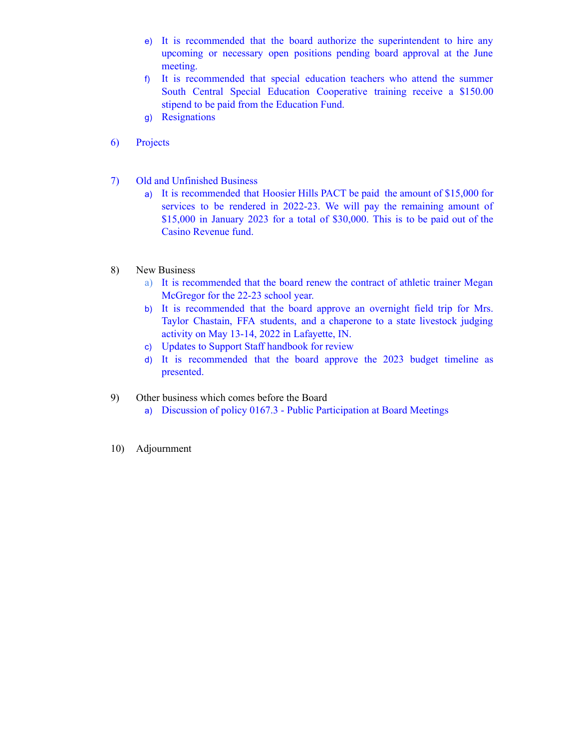e) It is recommended that the board authorize the superintendent to hire any upcoming or necessary open positions pending board approval at the June meeting.

f) It is recommended that special education teachers who attend the summer South Central Special Education Cooperative training receive a $150.00 stipend to be paid from the Education Fund.

g) Resignations

6) Projects

7) Old and Unfinished Business

   a) It is recommended that Hoosier Hills PACT be paid the amount of $15,000 for services to be rendered in 2022-23. We will pay the remaining amount of $15,000 in January 2023 for a total of $30,000. This is to be paid out of the Casino Revenue fund.

8) New Business

   a) It is recommended that the board renew the contract of athletic trainer Megan McGregor for the 22-23 school year.

   b) It is recommended that the board approve an overnight field trip for Mrs. Taylor Chastain, FFA students, and a chaperone to a state livestock judging activity on May 13-14, 2022 in Lafayette, IN.

   c) Updates to Support Staff handbook for review

   d) It is recommended that the board approve the 2023 budget timeline as presented.

9) Other business which comes before the Board

   a) Discussion of policy 0167.3 - Public Participation at Board Meetings

10) Adjournment